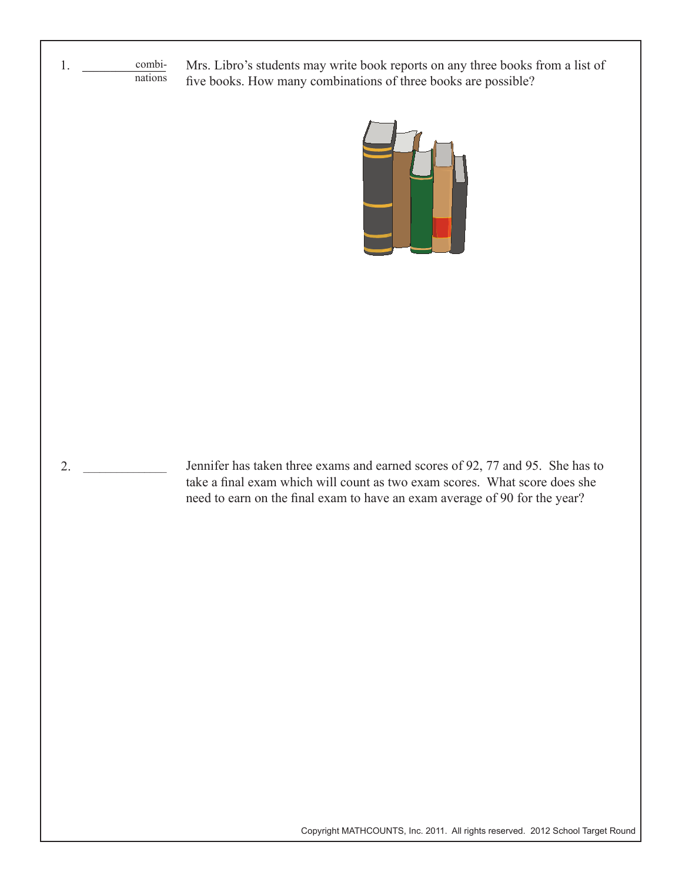1. ________ combinations

Mrs. Libro's students may write book reports on any three books from a list of five books. How many combinations of three books are possible?

2. ____________

Jennifer has taken three exams and earned scores of 92, 77 and 95. She has to take a final exam which will count as two exam scores. What score does she need to earn on the final exam to have an exam average of 90 for the year?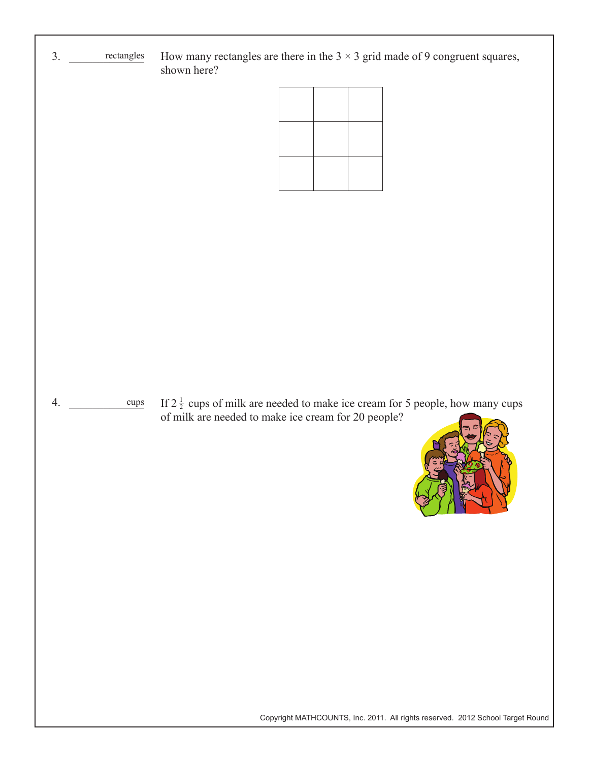3. ____________ rectangles

How many rectangles are there in the $3 \times 3$ grid made of 9 congruent squares, shown here?

4. ____________ cups

If $2\frac{1}{2}$ cups of milk are needed to make ice cream for 5 people, how many cups of milk are needed to make ice cream for 20 people?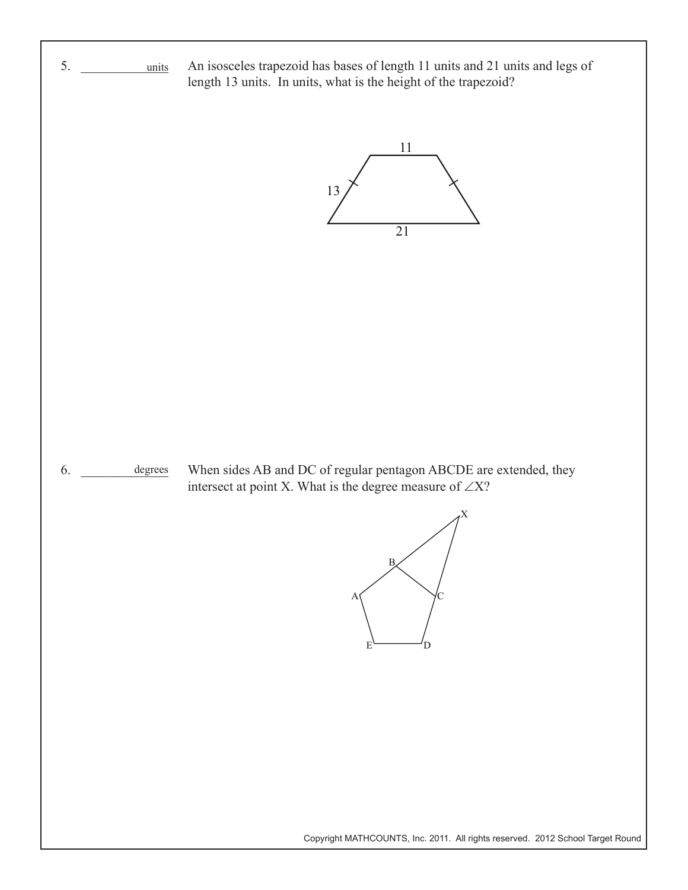5. ____________ units An isosceles trapezoid has bases of length 11 units and 21 units and legs of length 13 units. In units, what is the height of the trapezoid?

6. ____________ degrees When sides AB and DC of regular pentagon ABCDE are extended, they intersect at point X. What is the degree measure of $\angle X$?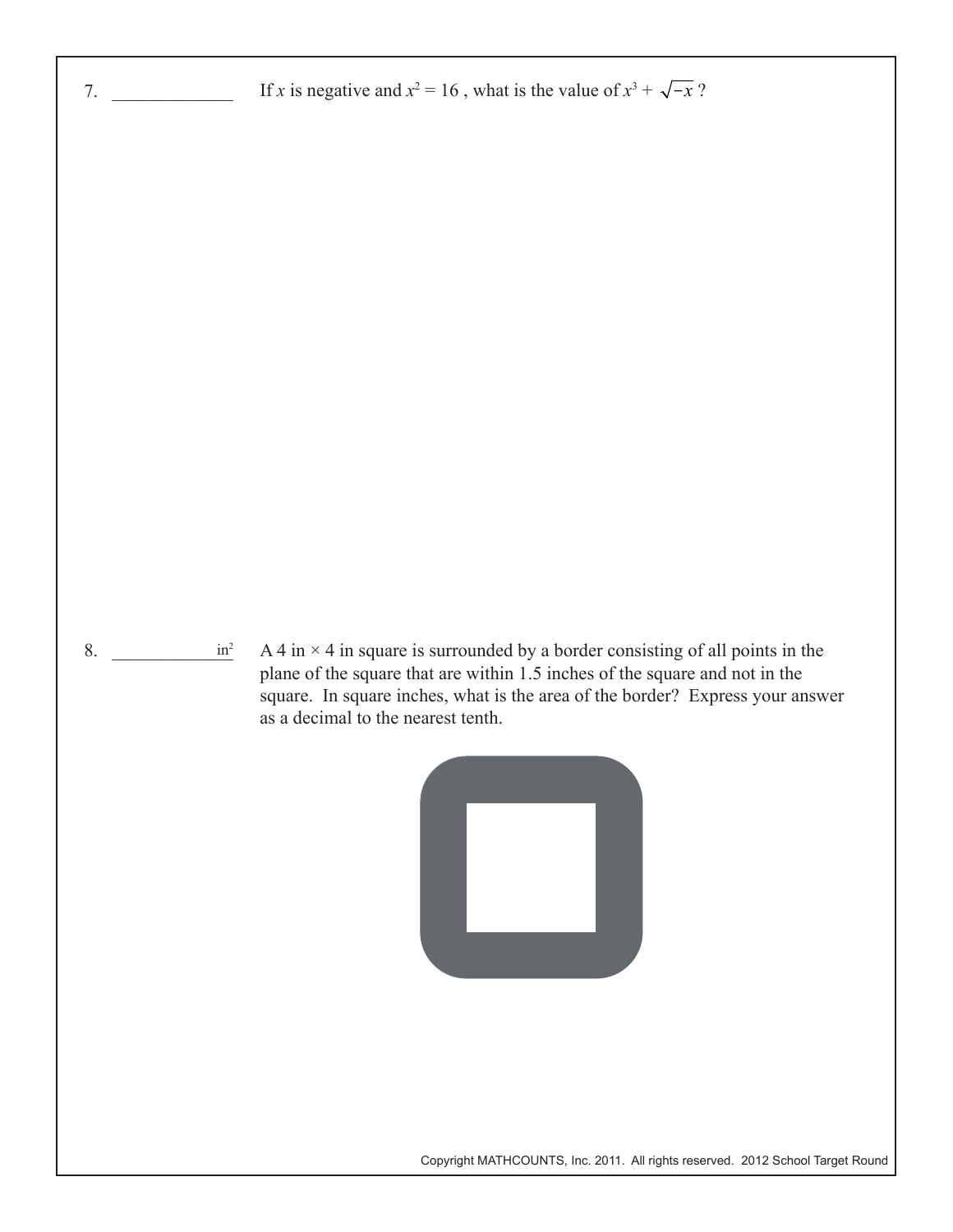7. _____________ If $x$ is negative and $x^2 = 16$ , what is the value of $x^3 + \sqrt{-x}$ ?

8. _____________ $\text{in}^2$ A 4 in × 4 in square is surrounded by a border consisting of all points in the plane of the square that are within 1.5 inches of the square and not in the square. In square inches, what is the area of the border? Express your answer as a decimal to the nearest tenth.

Copyright MATHCOUNTS, Inc. 2011. All rights reserved. 2012 School Target Round